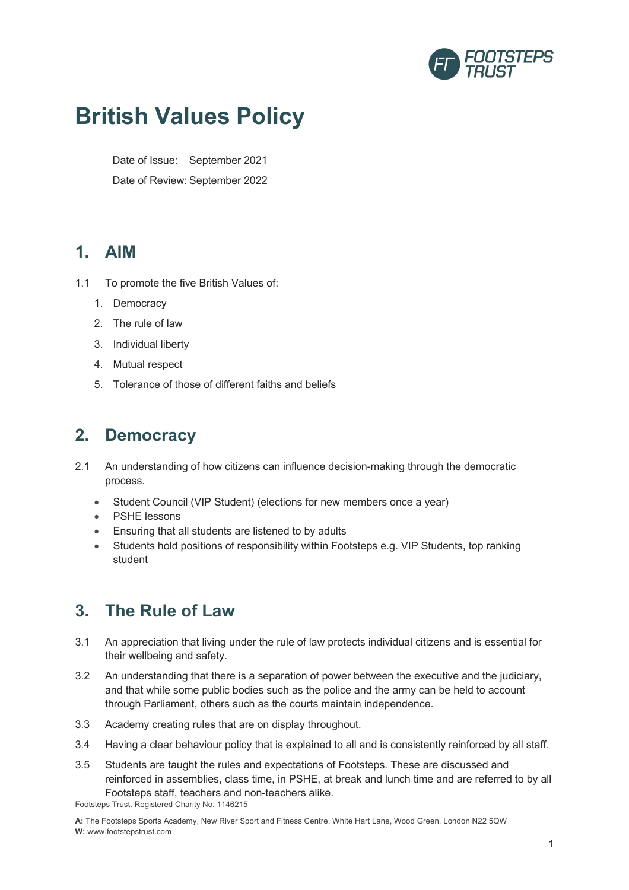# British Values Policy

Date of Issue: September 2021

Date of Review: September 2022

## 1. AIM

1.1 To promote the five British Values of:

1. Democracy
2. The rule of law
3. Individual liberty
4. Mutual respect
5. Tolerance of those of different faiths and beliefs

## 2. Democracy

2.1 An understanding of how citizens can influence decision-making through the democratic process.

- Student Council (VIP Student) (elections for new members once a year)
- PSHE lessons
- Ensuring that all students are listened to by adults
- Students hold positions of responsibility within Footsteps e.g. VIP Students, top ranking student

## 3. The Rule of Law

3.1 An appreciation that living under the rule of law protects individual citizens and is essential for their wellbeing and safety.

3.2 An understanding that there is a separation of power between the executive and the judiciary, and that while some public bodies such as the police and the army can be held to account through Parliament, others such as the courts maintain independence.

3.3 Academy creating rules that are on display throughout.

3.4 Having a clear behaviour policy that is explained to all and is consistently reinforced by all staff.

3.5 Students are taught the rules and expectations of Footsteps. These are discussed and reinforced in assemblies, class time, in PSHE, at break and lunch time and are referred to by all Footsteps staff, teachers and non-teachers alike.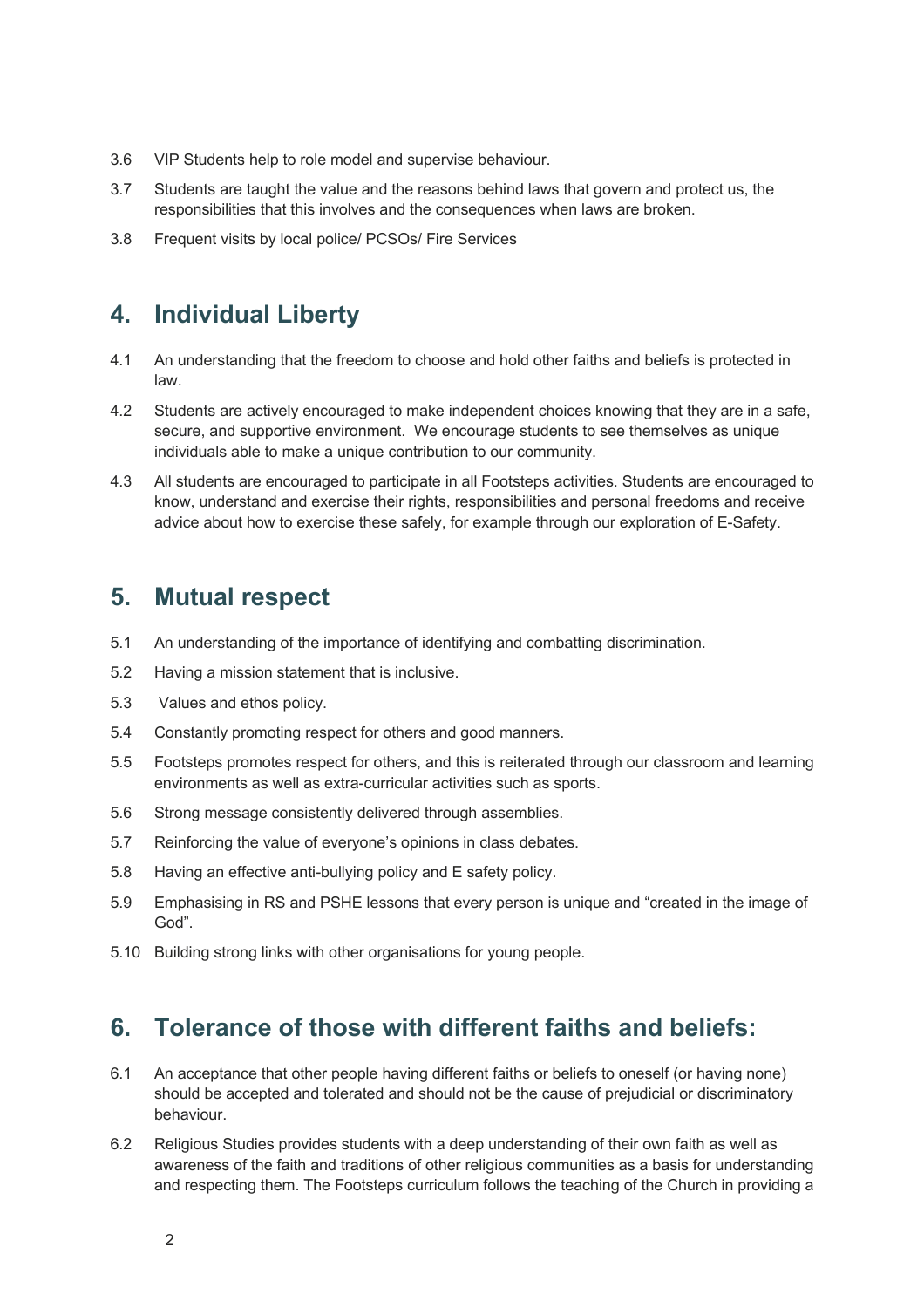3.6 VIP Students help to role model and supervise behaviour.

3.7 Students are taught the value and the reasons behind laws that govern and protect us, the responsibilities that this involves and the consequences when laws are broken.

3.8 Frequent visits by local police/ PCSOs/ Fire Services

## 4. Individual Liberty

4.1 An understanding that the freedom to choose and hold other faiths and beliefs is protected in law.

4.2 Students are actively encouraged to make independent choices knowing that they are in a safe, secure, and supportive environment. We encourage students to see themselves as unique individuals able to make a unique contribution to our community.

4.3 All students are encouraged to participate in all Footsteps activities. Students are encouraged to know, understand and exercise their rights, responsibilities and personal freedoms and receive advice about how to exercise these safely, for example through our exploration of E-Safety.

## 5. Mutual respect

5.1 An understanding of the importance of identifying and combatting discrimination.

5.2 Having a mission statement that is inclusive.

5.3 Values and ethos policy.

5.4 Constantly promoting respect for others and good manners.

5.5 Footsteps promotes respect for others, and this is reiterated through our classroom and learning environments as well as extra-curricular activities such as sports.

5.6 Strong message consistently delivered through assemblies.

5.7 Reinforcing the value of everyone's opinions in class debates.

5.8 Having an effective anti-bullying policy and E safety policy.

5.9 Emphasising in RS and PSHE lessons that every person is unique and "created in the image of God".

5.10 Building strong links with other organisations for young people.

## 6. Tolerance of those with different faiths and beliefs:

6.1 An acceptance that other people having different faiths or beliefs to oneself (or having none) should be accepted and tolerated and should not be the cause of prejudicial or discriminatory behaviour.

6.2 Religious Studies provides students with a deep understanding of their own faith as well as awareness of the faith and traditions of other religious communities as a basis for understanding and respecting them. The Footsteps curriculum follows the teaching of the Church in providing a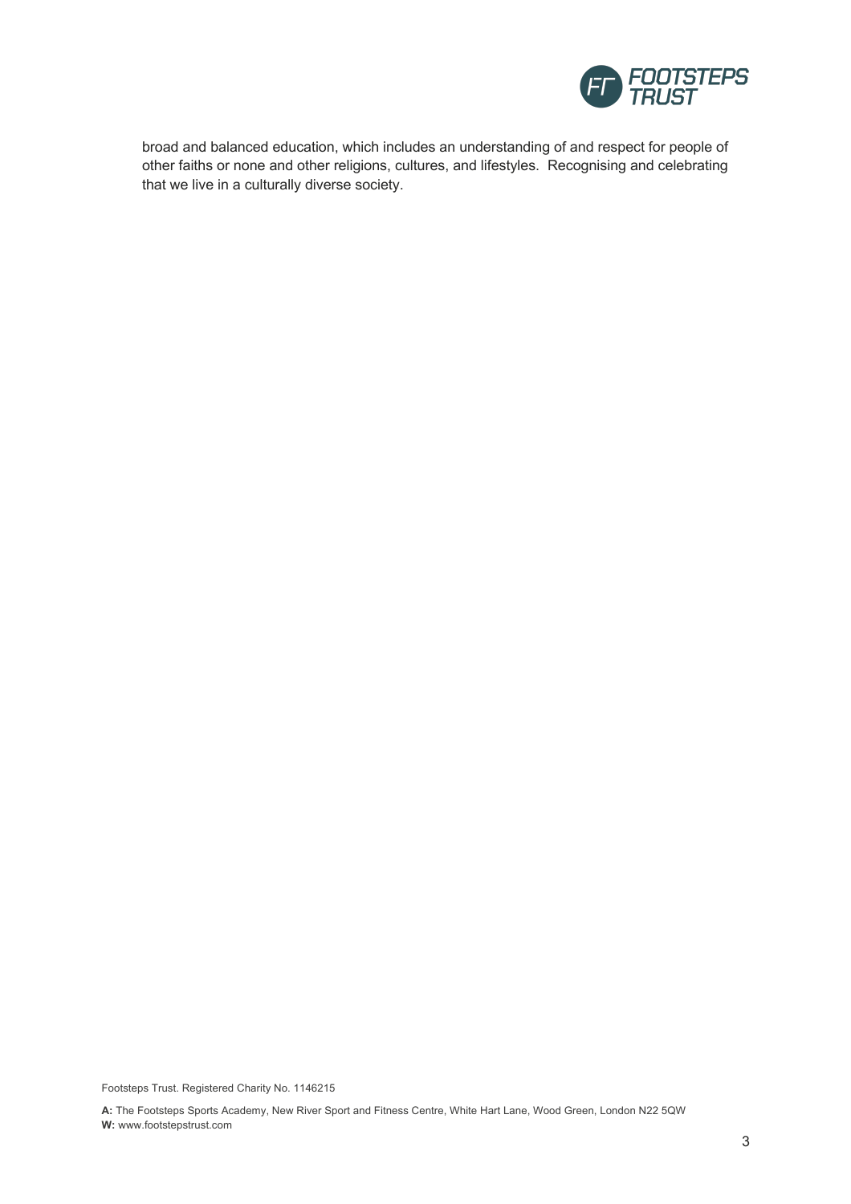broad and balanced education, which includes an understanding of and respect for people of other faiths or none and other religions, cultures, and lifestyles.  Recognising and celebrating that we live in a culturally diverse society.